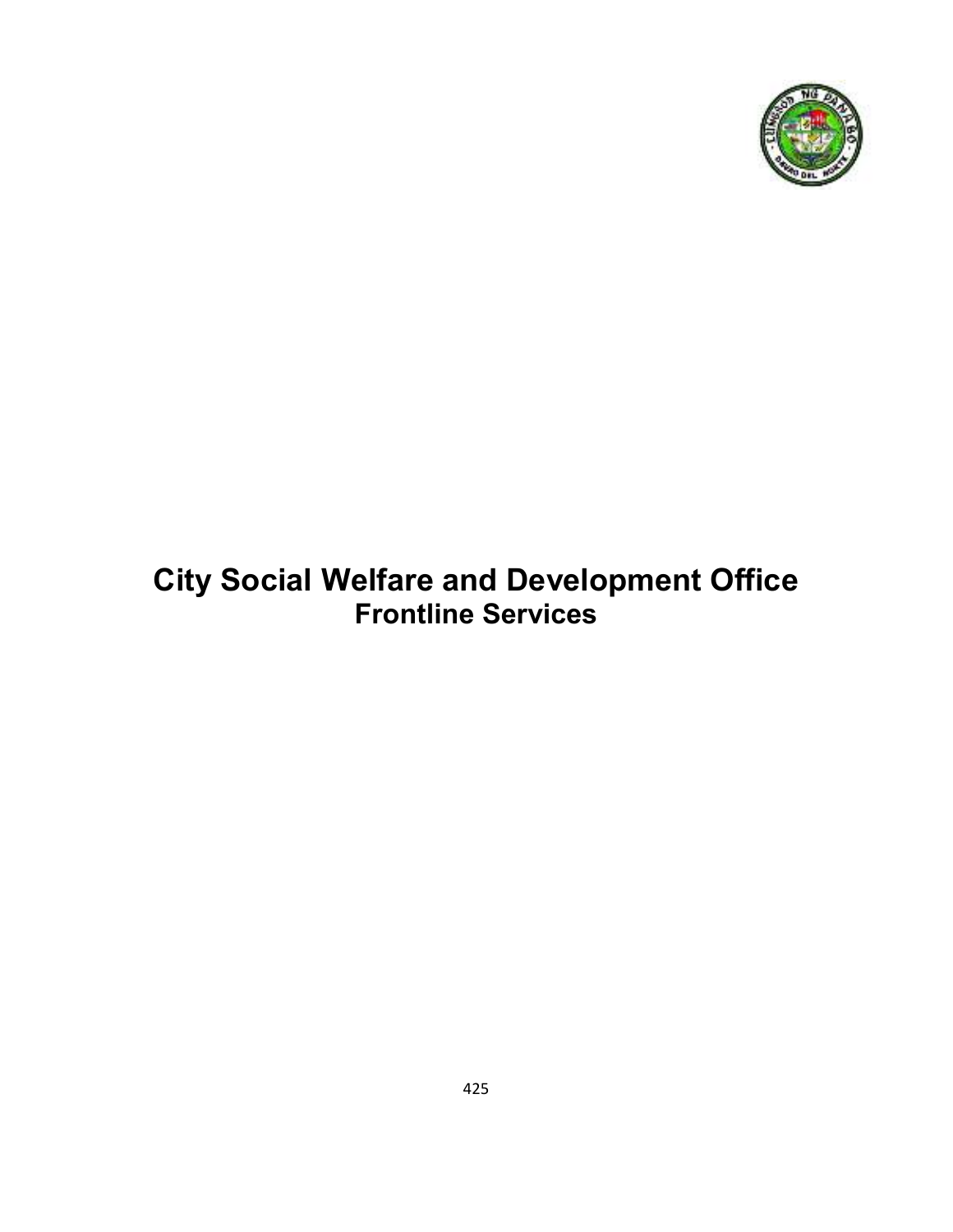# City Social Welfare and Development Office
## Frontline Services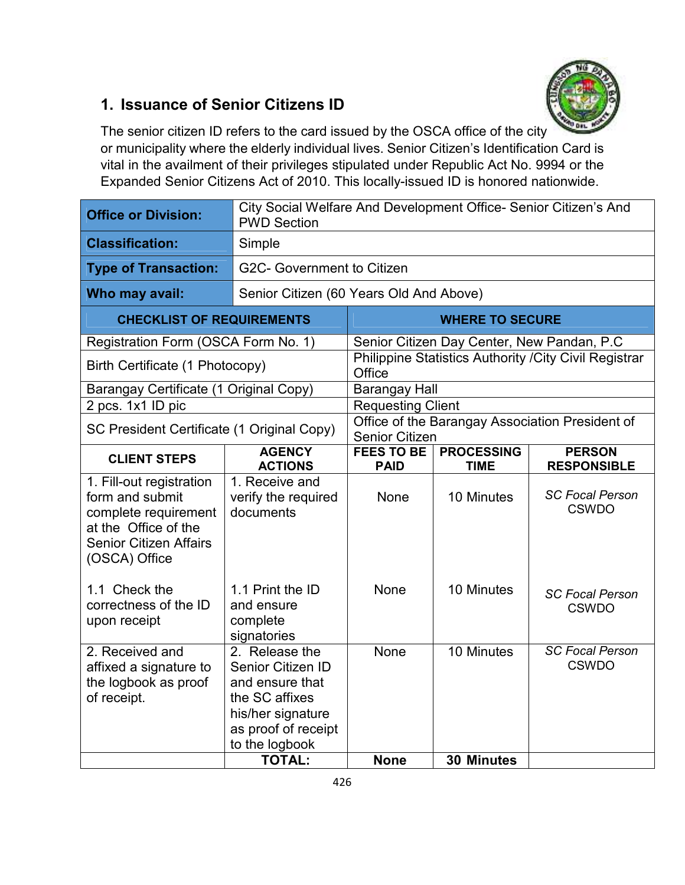## 1. Issuance of Senior Citizens ID

The senior citizen ID refers to the card issued by the OSCA office of the city or municipality where the elderly individual lives. Senior Citizen's Identification Card is vital in the availment of their privileges stipulated under Republic Act No. 9994 or the Expanded Senior Citizens Act of 2010. This locally-issued ID is honored nationwide.

| **Office or Division:** | City Social Welfare And Development Office- Senior Citizen's And PWD Section |
|---|---|
| **Classification:** | Simple |
| **Type of Transaction:** | G2C- Government to Citizen |
| **Who may avail:** | Senior Citizen (60 Years Old And Above) |

| **CHECKLIST OF REQUIREMENTS** | **WHERE TO SECURE** |
|---|---|
| Registration Form (OSCA Form No. 1) | Senior Citizen Day Center, New Pandan, P.C |
| Birth Certificate (1 Photocopy) | Philippine Statistics Authority /City Civil Registrar Office |
| Barangay Certificate (1 Original Copy) | Barangay Hall |
| 2 pcs. 1x1 ID pic | Requesting Client |
| SC President Certificate (1 Original Copy) | Office of the Barangay Association President of Senior Citizen |

| **CLIENT STEPS** | **AGENCY ACTIONS** | **FEES TO BE PAID** | **PROCESSING TIME** | **PERSON RESPONSIBLE** |
|---|---|---|---|---|
| 1. Fill-out registration form and submit complete requirement at the Office of the Senior Citizen Affairs (OSCA) Office | 1. Receive and verify the required documents | None | 10 Minutes | *SC Focal Person* CSWDO |
| 1.1 Check the correctness of the ID upon receipt | 1.1 Print the ID and ensure complete signatories | None | 10 Minutes | *SC Focal Person* CSWDO |
| 2. Received and affixed a signature to the logbook as proof of receipt. | 2. Release the Senior Citizen ID and ensure that the SC affixes his/her signature as proof of receipt to the logbook | None | 10 Minutes | *SC Focal Person* CSWDO |
| | **TOTAL:** | **None** | **30 Minutes** | |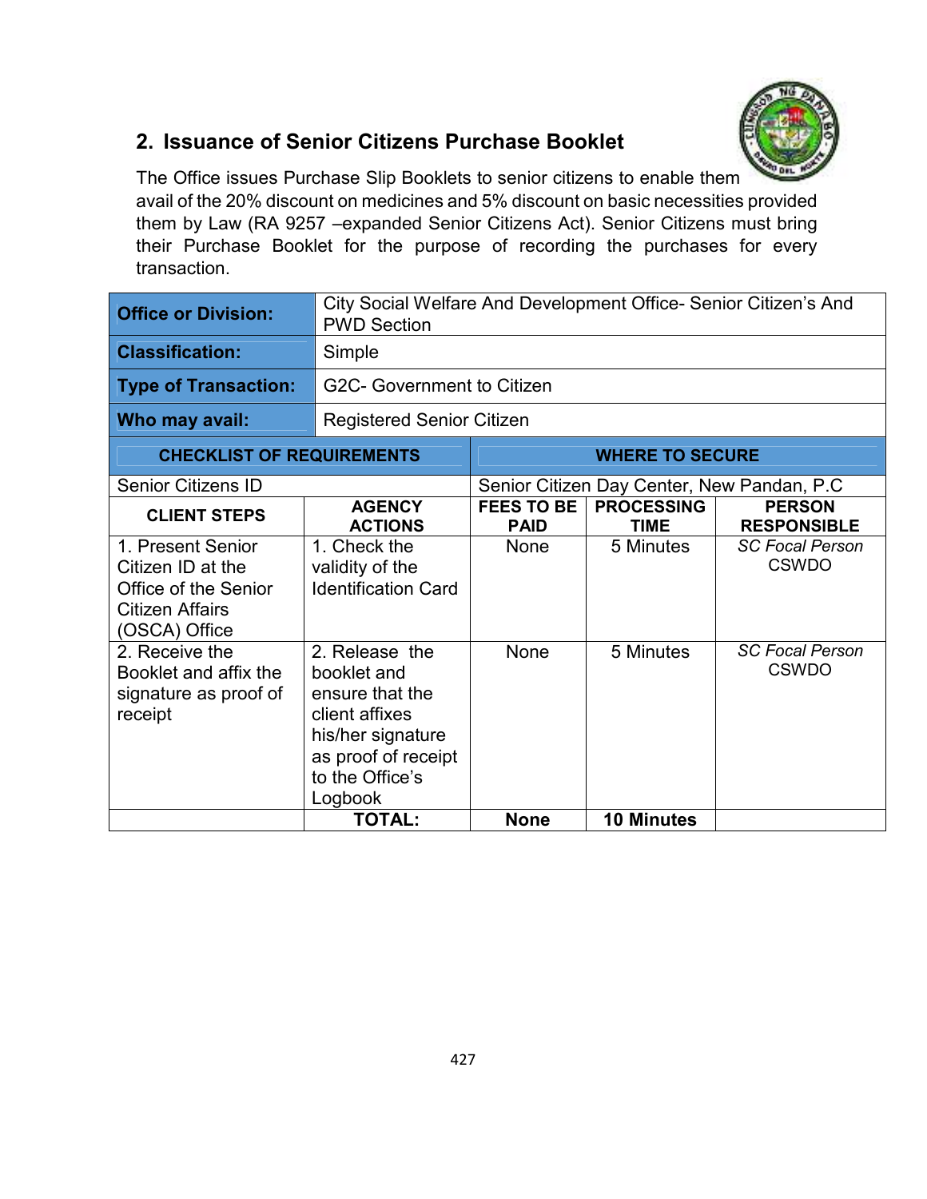## 2. Issuance of Senior Citizens Purchase Booklet

The Office issues Purchase Slip Booklets to senior citizens to enable them avail of the 20% discount on medicines and 5% discount on basic necessities provided them by Law (RA 9257 –expanded Senior Citizens Act). Senior Citizens must bring their Purchase Booklet for the purpose of recording the purchases for every transaction.

| **Office or Division:** | City Social Welfare And Development Office- Senior Citizen's And PWD Section |
|---|---|
| **Classification:** | Simple |
| **Type of Transaction:** | G2C- Government to Citizen |
| **Who may avail:** | Registered Senior Citizen |

| **CHECKLIST OF REQUIREMENTS** | **WHERE TO SECURE** |
|---|---|
| Senior Citizens ID | Senior Citizen Day Center, New Pandan, P.C |

| **CLIENT STEPS** | **AGENCY ACTIONS** | **FEES TO BE PAID** | **PROCESSING TIME** | **PERSON RESPONSIBLE** |
|---|---|---|---|---|
| 1. Present Senior Citizen ID at the Office of the Senior Citizen Affairs (OSCA) Office | 1. Check the validity of the Identification Card | None | 5 Minutes | *SC Focal Person* CSWDO |
| 2. Receive the Booklet and affix the signature as proof of receipt | 2. Release the booklet and ensure that the client affixes his/her signature as proof of receipt to the Office's Logbook | None | 5 Minutes | *SC Focal Person* CSWDO |
| | **TOTAL:** | **None** | **10 Minutes** | |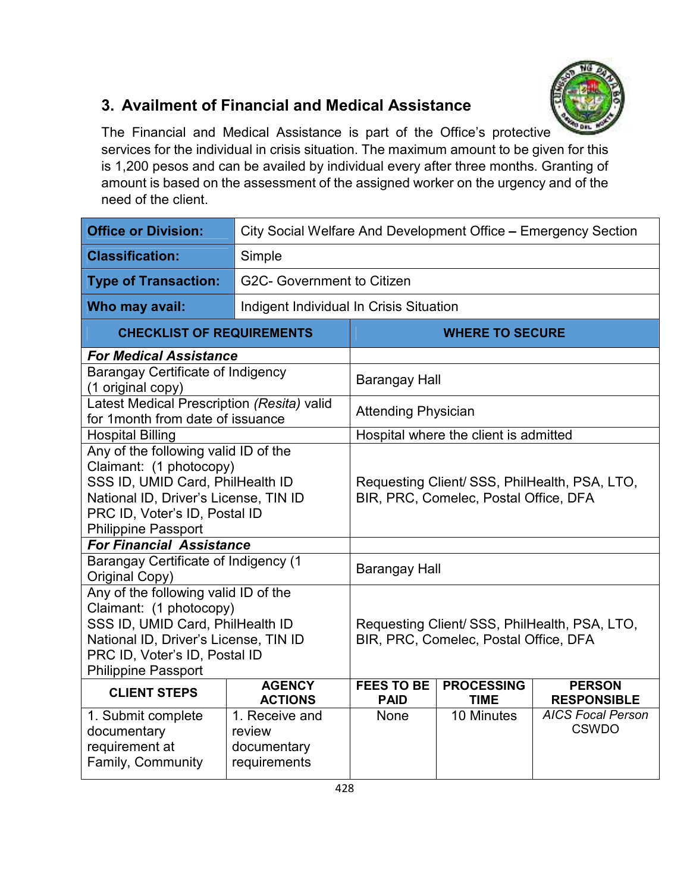## 3. Availment of Financial and Medical Assistance

The Financial and Medical Assistance is part of the Office's protective services for the individual in crisis situation. The maximum amount to be given for this is 1,200 pesos and can be availed by individual every after three months. Granting of amount is based on the assessment of the assigned worker on the urgency and of the need of the client.

| **Office or Division:** | City Social Welfare And Development Office – Emergency Section |
|---|---|
| **Classification:** | Simple |
| **Type of Transaction:** | G2C- Government to Citizen |
| **Who may avail:** | Indigent Individual In Crisis Situation |

| **CHECKLIST OF REQUIREMENTS** | **WHERE TO SECURE** |
|---|---|
| ***For Medical Assistance*** | |
| Barangay Certificate of Indigency (1 original copy) | Barangay Hall |
| Latest Medical Prescription *(Resita)* valid for 1month from date of issuance | Attending Physician |
| Hospital Billing | Hospital where the client is admitted |
| Any of the following valid ID of the Claimant: (1 photocopy)<br>SSS ID, UMID Card, PhilHealth ID<br>National ID, Driver's License, TIN ID<br>PRC ID, Voter's ID, Postal ID<br>Philippine Passport | Requesting Client/ SSS, PhilHealth, PSA, LTO, BIR, PRC, Comelec, Postal Office, DFA |
| ***For Financial Assistance*** | |
| Barangay Certificate of Indigency (1 Original Copy) | Barangay Hall |
| Any of the following valid ID of the Claimant: (1 photocopy)<br>SSS ID, UMID Card, PhilHealth ID<br>National ID, Driver's License, TIN ID<br>PRC ID, Voter's ID, Postal ID<br>Philippine Passport | Requesting Client/ SSS, PhilHealth, PSA, LTO, BIR, PRC, Comelec, Postal Office, DFA |

| **CLIENT STEPS** | **AGENCY ACTIONS** | **FEES TO BE PAID** | **PROCESSING TIME** | **PERSON RESPONSIBLE** |
|---|---|---|---|---|
| 1. Submit complete documentary requirement at Family, Community | 1. Receive and review documentary requirements | None | 10 Minutes | *AICS Focal Person*<br>CSWDO |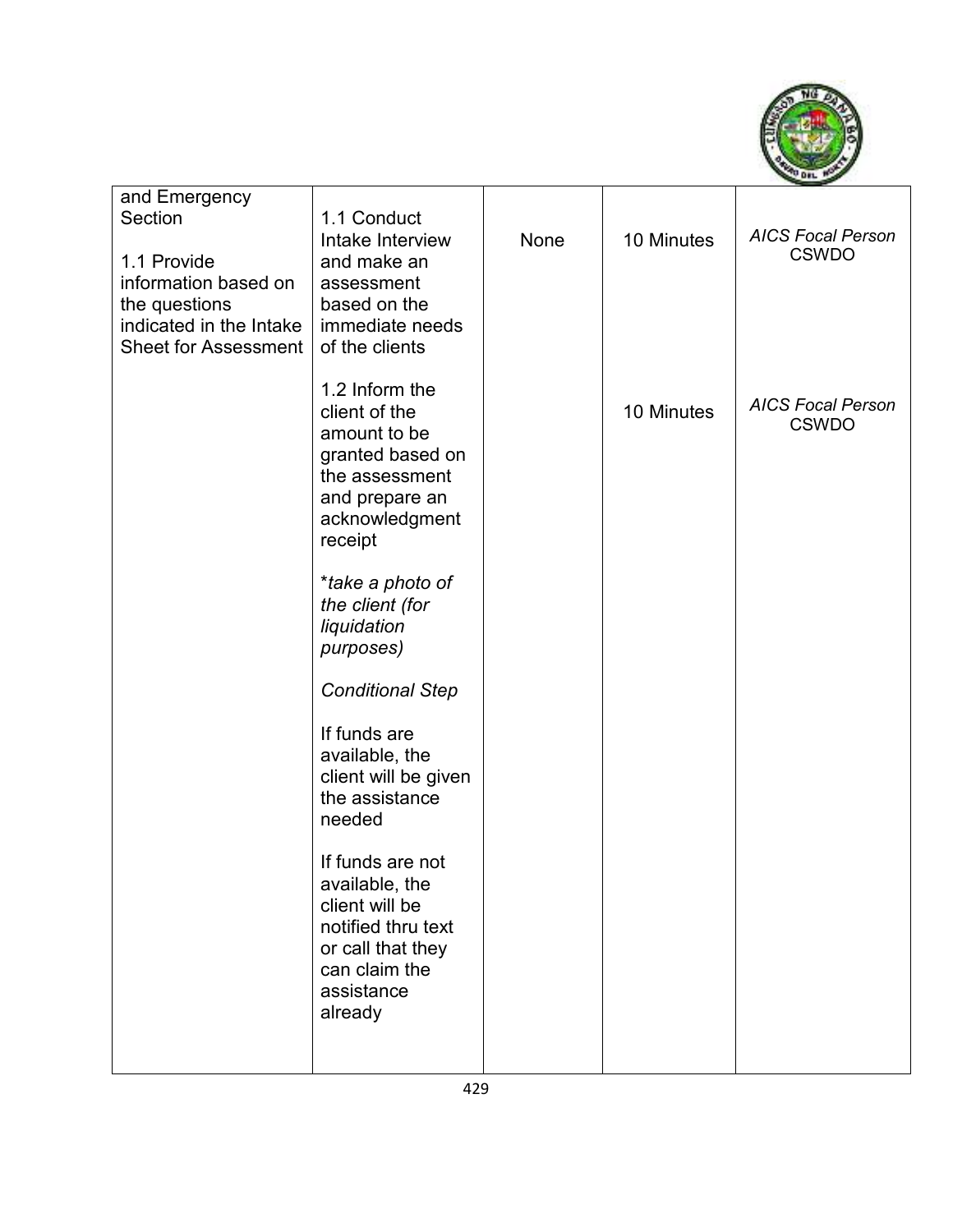| | | | | |
|---|---|---|---|---|
| and Emergency Section<br><br>1.1 Provide information based on the questions indicated in the Intake Sheet for Assessment | 1.1 Conduct Intake Interview and make an assessment based on the immediate needs of the clients<br><br>1.2 Inform the client of the amount to be granted based on the assessment and prepare an acknowledgment receipt<br><br>**take a photo of the client (for liquidation purposes)*<br><br>*Conditional Step*<br><br>If funds are available, the client will be given the assistance needed<br><br>If funds are not available, the client will be notified thru text or call that they can claim the assistance already | None | 10 Minutes<br><br>10 Minutes | *AICS Focal Person* CSWDO<br><br>*AICS Focal Person* CSWDO |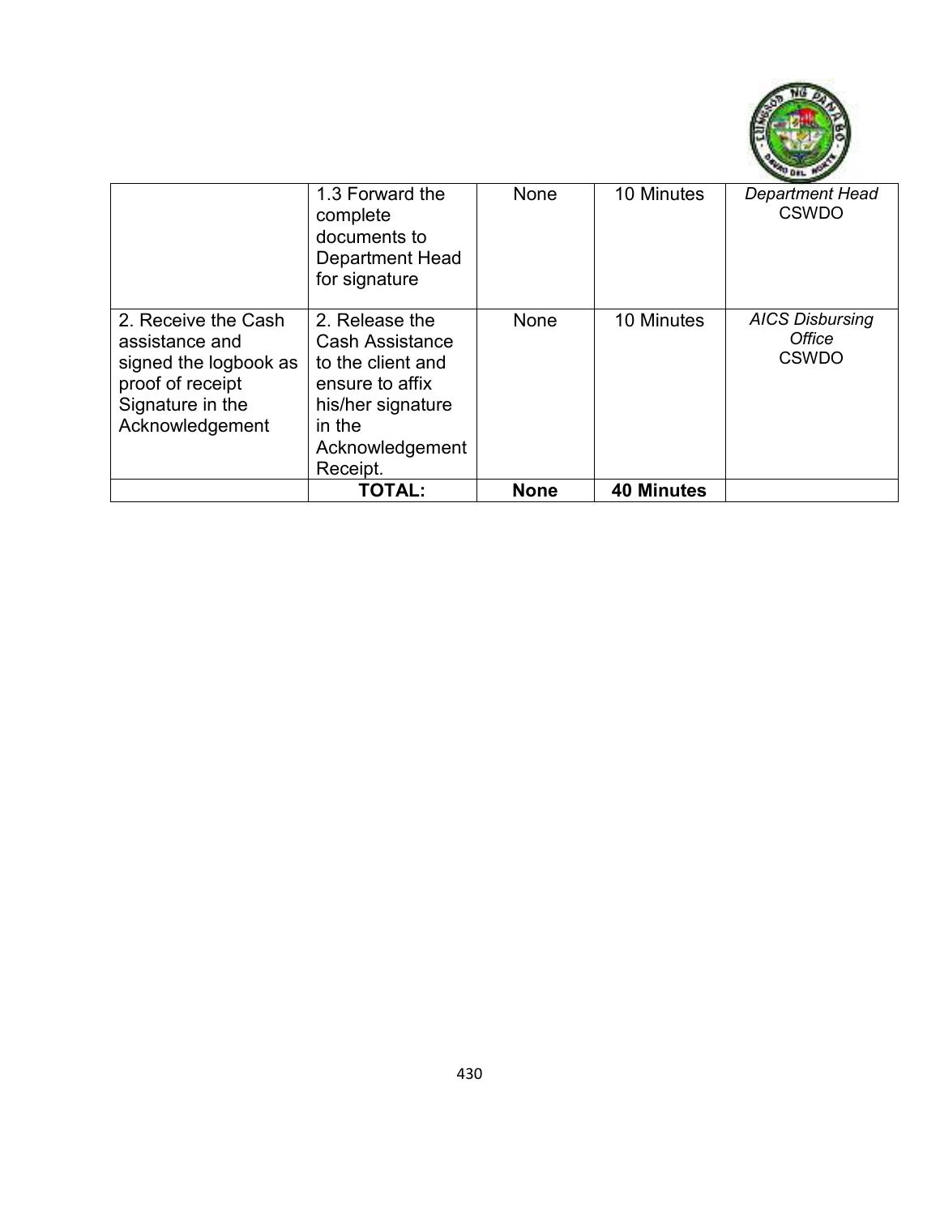| | | | | |
|---|---|---|---|---|
| | 1.3 Forward the complete documents to Department Head for signature | None | 10 Minutes | *Department Head* CSWDO |
| 2. Receive the Cash assistance and signed the logbook as proof of receipt Signature in the Acknowledgement | 2. Release the Cash Assistance to the client and ensure to affix his/her signature in the Acknowledgement Receipt. | None | 10 Minutes | *AICS Disbursing Office* CSWDO |
| | **TOTAL:** | **None** | **40 Minutes** | |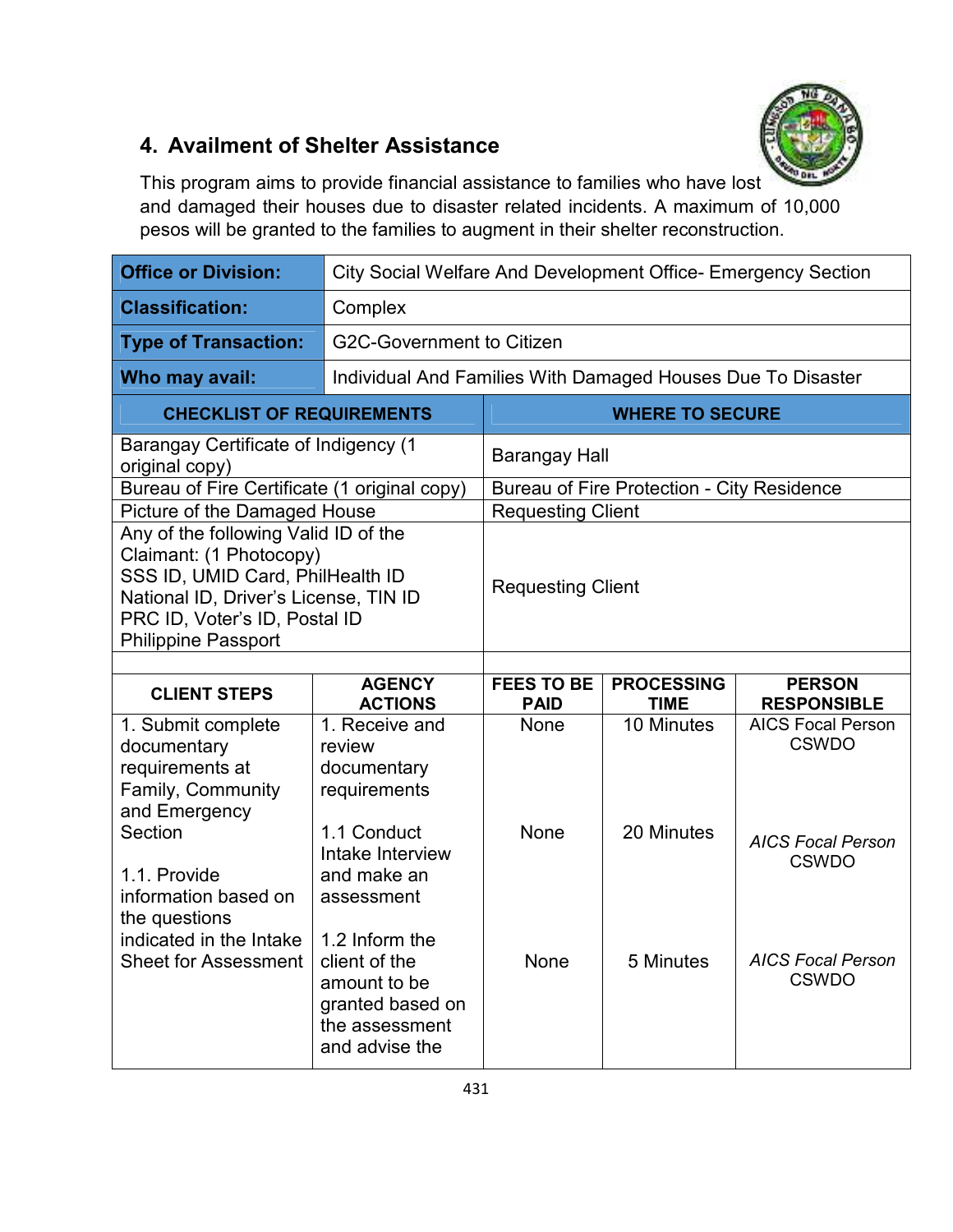## 4. Availment of Shelter Assistance

This program aims to provide financial assistance to families who have lost and damaged their houses due to disaster related incidents. A maximum of 10,000 pesos will be granted to the families to augment in their shelter reconstruction.

| **Office or Division:** | City Social Welfare And Development Office- Emergency Section |
|---|---|
| **Classification:** | Complex |
| **Type of Transaction:** | G2C-Government to Citizen |
| **Who may avail:** | Individual And Families With Damaged Houses Due To Disaster |

| CHECKLIST OF REQUIREMENTS | WHERE TO SECURE |
|---|---|
| Barangay Certificate of Indigency (1 original copy) | Barangay Hall |
| Bureau of Fire Certificate (1 original copy) | Bureau of Fire Protection - City Residence |
| Picture of the Damaged House | Requesting Client |
| Any of the following Valid ID of the Claimant: (1 Photocopy)<br>SSS ID, UMID Card, PhilHealth ID<br>National ID, Driver's License, TIN ID<br>PRC ID, Voter's ID, Postal ID<br>Philippine Passport | Requesting Client |

| CLIENT STEPS | AGENCY ACTIONS | FEES TO BE PAID | PROCESSING TIME | PERSON RESPONSIBLE |
|---|---|---|---|---|
| 1. Submit complete documentary requirements at Family, Community and Emergency Section | 1. Receive and review documentary requirements | None | 10 Minutes | AICS Focal Person CSWDO |
| 1.1. Provide information based on the questions indicated in the Intake Sheet for Assessment | 1.1 Conduct Intake Interview and make an assessment | None | 20 Minutes | *AICS Focal Person* CSWDO |
| | 1.2 Inform the client of the amount to be granted based on the assessment and advise the | None | 5 Minutes | *AICS Focal Person* CSWDO |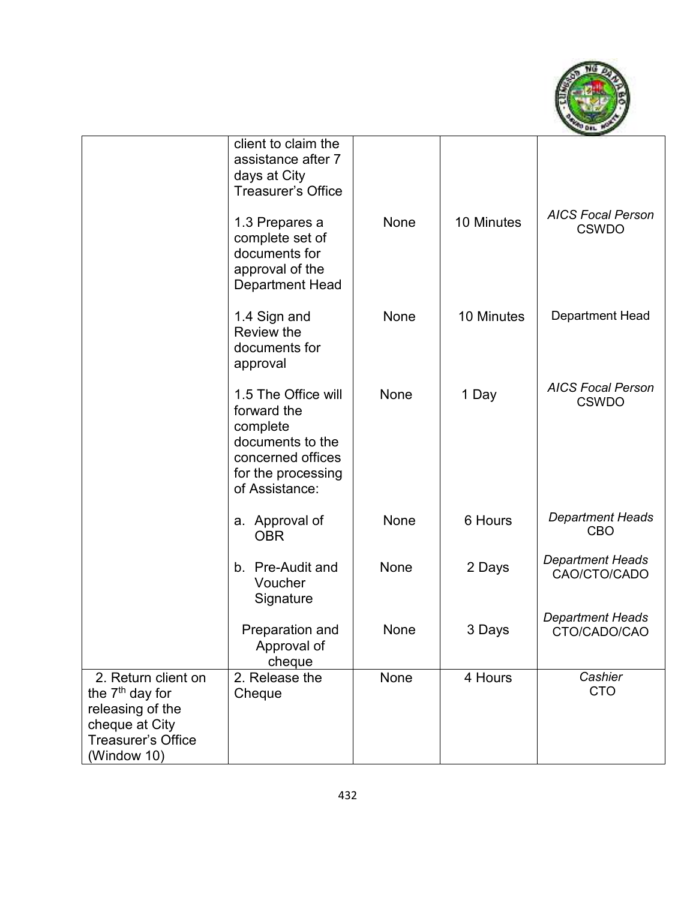| | | | | |
|---|---|---|---|---|
| | client to claim the assistance after 7 days at City Treasurer's Office | | | |
| | 1.3 Prepares a complete set of documents for approval of the Department Head | None | 10 Minutes | *AICS Focal Person* CSWDO |
| | 1.4 Sign and Review the documents for approval | None | 10 Minutes | Department Head |
| | 1.5 The Office will forward the complete documents to the concerned offices for the processing of Assistance: | None | 1 Day | *AICS Focal Person* CSWDO |
| | a. Approval of OBR | None | 6 Hours | *Department Heads* CBO |
| | b. Pre-Audit and Voucher Signature | None | 2 Days | *Department Heads* CAO/CTO/CADO |
| | Preparation and Approval of cheque | None | 3 Days | *Department Heads* CTO/CADO/CAO |
| 2. Return client on the 7th day for releasing of the cheque at City Treasurer's Office (Window 10) | 2. Release the Cheque | None | 4 Hours | *Cashier* CTO |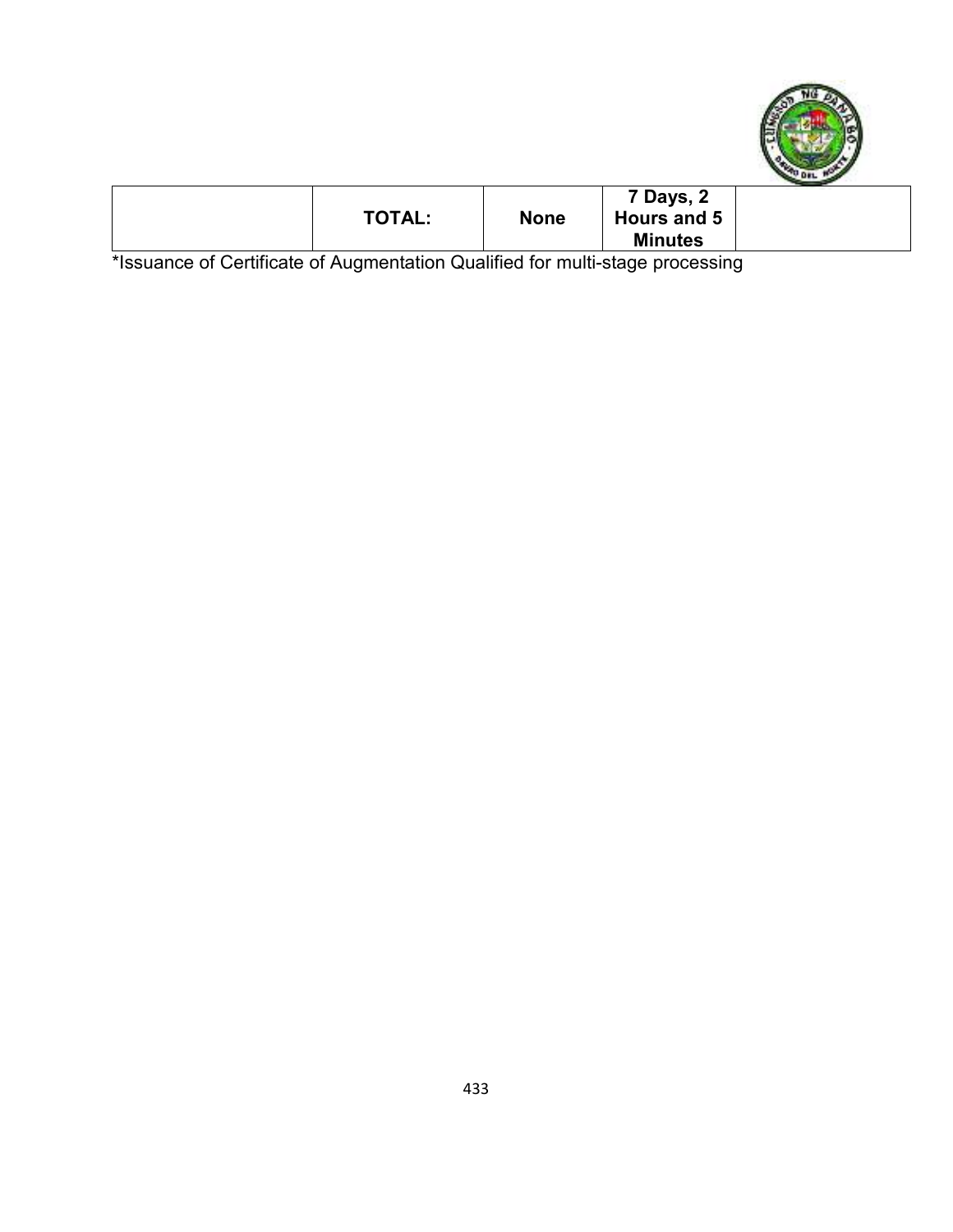|  | TOTAL: | None | 7 Days, 2 Hours and 5 Minutes |  |
|---|---|---|---|---|

*Issuance of Certificate of Augmentation Qualified for multi-stage processing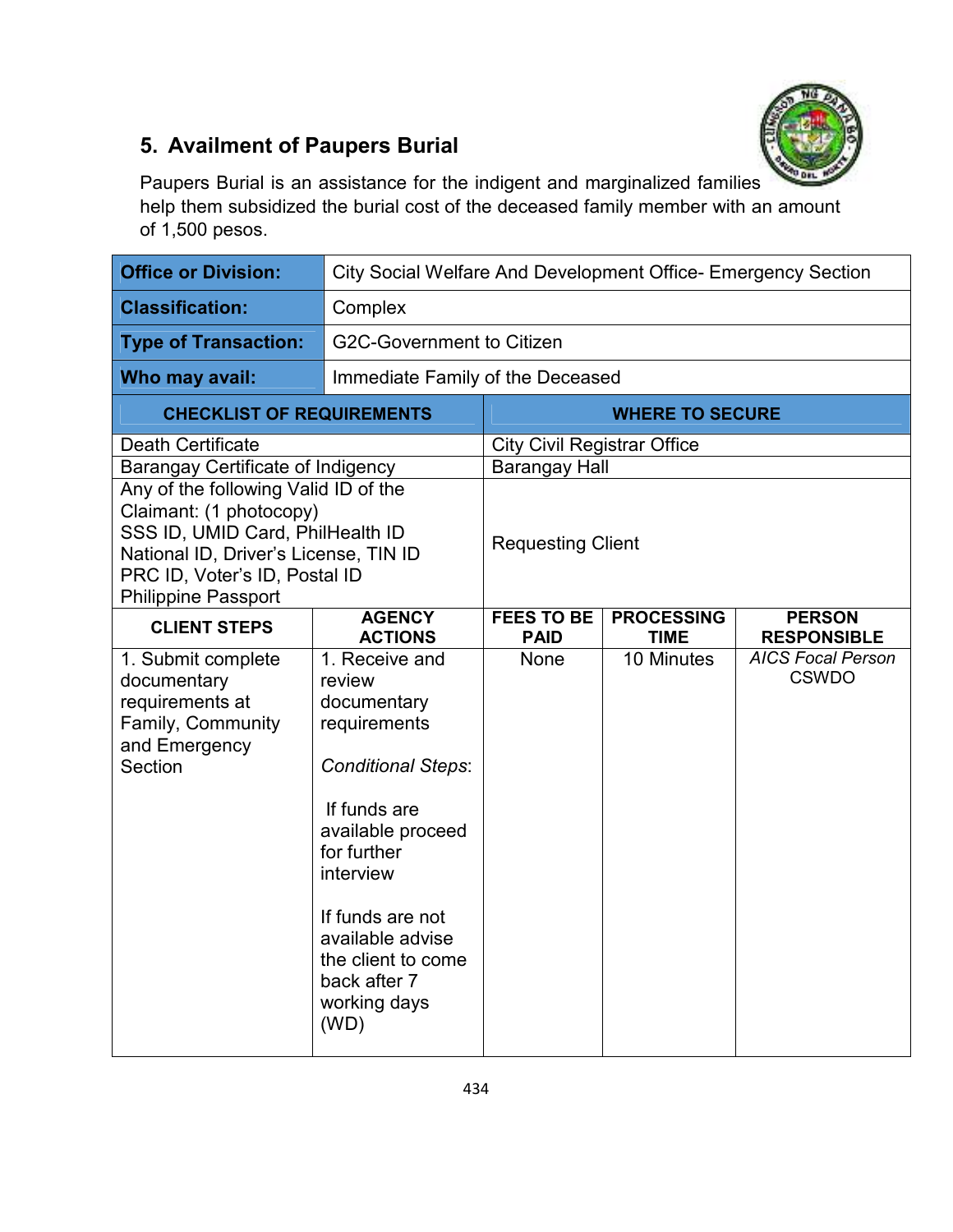## 5. Availment of Paupers Burial

Paupers Burial is an assistance for the indigent and marginalized families help them subsidized the burial cost of the deceased family member with an amount of 1,500 pesos.

| **Office or Division:** | City Social Welfare And Development Office- Emergency Section |
|---|---|
| **Classification:** | Complex |
| **Type of Transaction:** | G2C-Government to Citizen |
| **Who may avail:** | Immediate Family of the Deceased |

| CHECKLIST OF REQUIREMENTS | WHERE TO SECURE |
|---|---|
| Death Certificate | City Civil Registrar Office |
| Barangay Certificate of Indigency | Barangay Hall |
| Any of the following Valid ID of the Claimant: (1 photocopy)<br>SSS ID, UMID Card, PhilHealth ID<br>National ID, Driver's License, TIN ID<br>PRC ID, Voter's ID, Postal ID<br>Philippine Passport | Requesting Client |

| CLIENT STEPS | AGENCY ACTIONS | FEES TO BE PAID | PROCESSING TIME | PERSON RESPONSIBLE |
|---|---|---|---|---|
| 1. Submit complete documentary requirements at Family, Community and Emergency Section | 1. Receive and review documentary requirements<br><br>*Conditional Steps*:<br><br>If funds are available proceed for further interview<br><br>If funds are not available advise the client to come back after 7 working days (WD) | None | 10 Minutes | *AICS Focal Person*<br>CSWDO |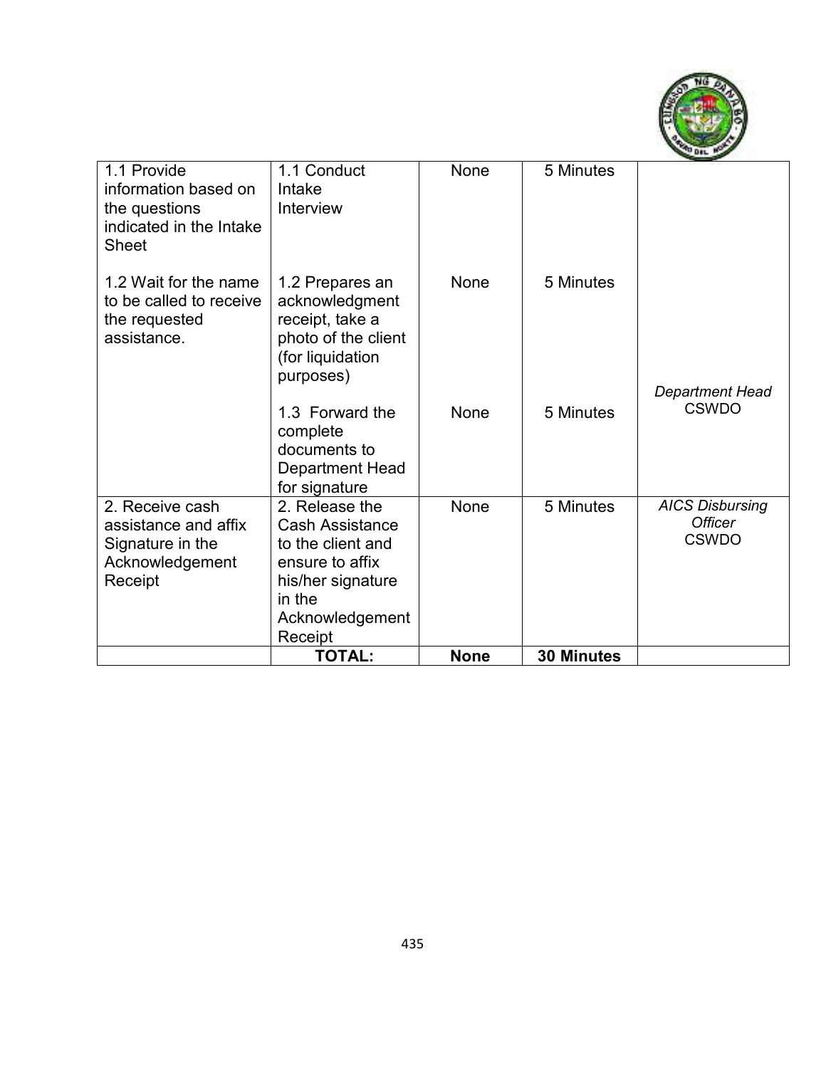| | | | | |
|---|---|---|---|---|
| 1.1 Provide information based on the questions indicated in the Intake Sheet | 1.1 Conduct Intake Interview | None | 5 Minutes | |
| 1.2 Wait for the name to be called to receive the requested assistance. | 1.2 Prepares an acknowledgment receipt, take a photo of the client (for liquidation purposes) | None | 5 Minutes | *Department Head* CSWDO |
| | 1.3 Forward the complete documents to Department Head for signature | None | 5 Minutes | |
| 2. Receive cash assistance and affix Signature in the Acknowledgement Receipt | 2. Release the Cash Assistance to the client and ensure to affix his/her signature in the Acknowledgement Receipt | None | 5 Minutes | *AICS Disbursing Officer* CSWDO |
| | **TOTAL:** | **None** | **30 Minutes** | |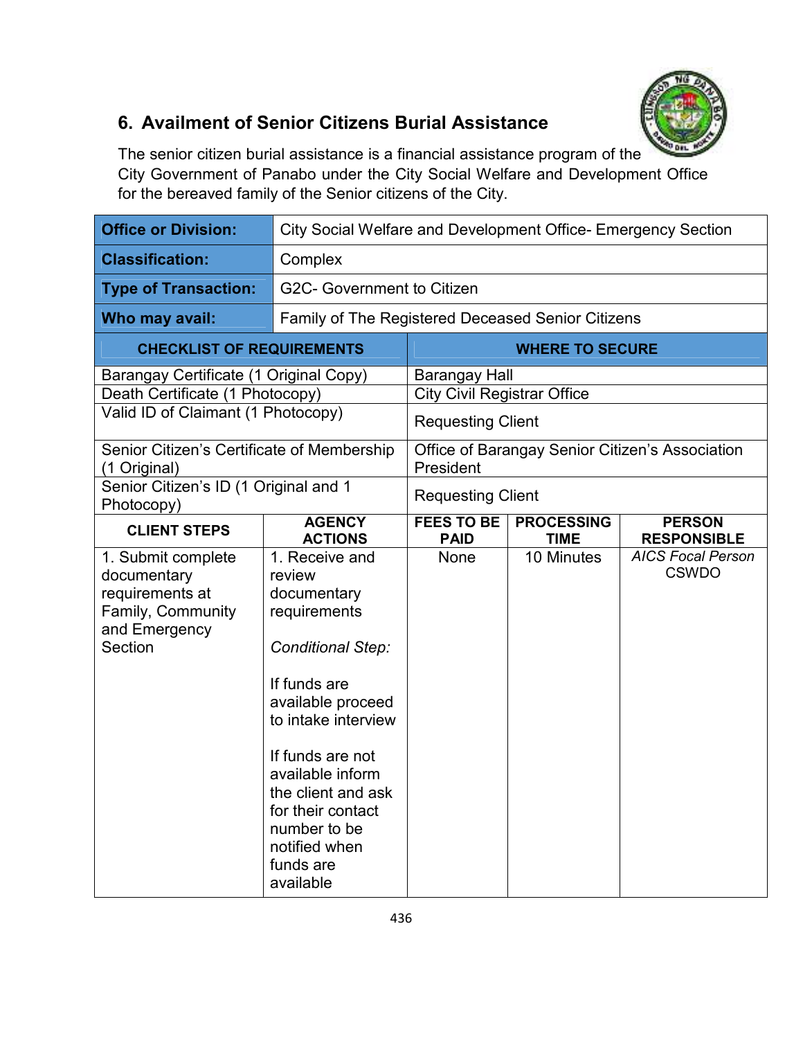## 6. Availment of Senior Citizens Burial Assistance

The senior citizen burial assistance is a financial assistance program of the City Government of Panabo under the City Social Welfare and Development Office for the bereaved family of the Senior citizens of the City.

| **Office or Division:** | City Social Welfare and Development Office- Emergency Section |
|---|---|
| **Classification:** | Complex |
| **Type of Transaction:** | G2C- Government to Citizen |
| **Who may avail:** | Family of The Registered Deceased Senior Citizens |

| **CHECKLIST OF REQUIREMENTS** | **WHERE TO SECURE** |
|---|---|
| Barangay Certificate (1 Original Copy) | Barangay Hall |
| Death Certificate (1 Photocopy) | City Civil Registrar Office |
| Valid ID of Claimant (1 Photocopy) | Requesting Client |
| Senior Citizen's Certificate of Membership (1 Original) | Office of Barangay Senior Citizen's Association President |
| Senior Citizen's ID (1 Original and 1 Photocopy) | Requesting Client |

| **CLIENT STEPS** | **AGENCY ACTIONS** | **FEES TO BE PAID** | **PROCESSING TIME** | **PERSON RESPONSIBLE** |
|---|---|---|---|---|
| 1. Submit complete documentary requirements at Family, Community and Emergency Section | 1. Receive and review documentary requirements<br><br>*Conditional Step:*<br><br>If funds are available proceed to intake interview<br><br>If funds are not available inform the client and ask for their contact number to be notified when funds are available | None | 10 Minutes | *AICS Focal Person*<br>CSWDO |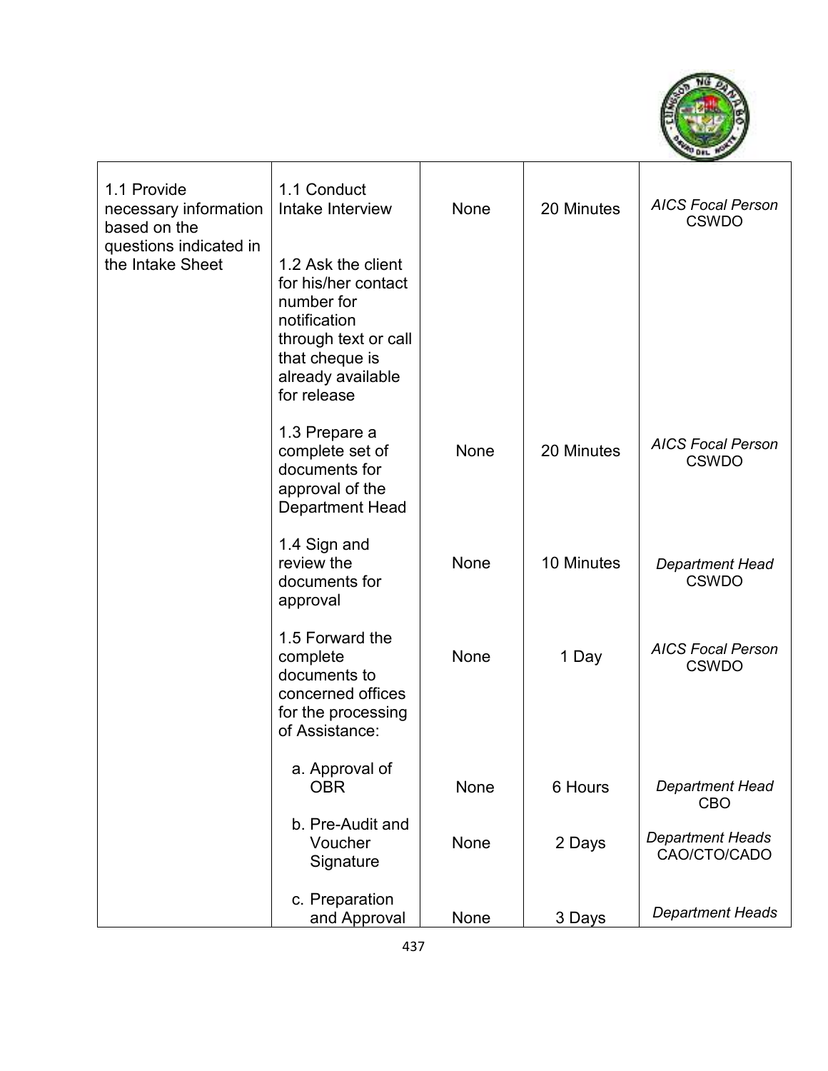| | | | | |
|---|---|---|---|---|
| 1.1 Provide necessary information based on the questions indicated in the Intake Sheet | 1.1 Conduct Intake Interview<br><br>1.2 Ask the client for his/her contact number for notification through text or call that cheque is already available for release | None | 20 Minutes | *AICS Focal Person* CSWDO |
| | 1.3 Prepare a complete set of documents for approval of the Department Head | None | 20 Minutes | *AICS Focal Person* CSWDO |
| | 1.4 Sign and review the documents for approval | None | 10 Minutes | *Department Head* CSWDO |
| | 1.5 Forward the complete documents to concerned offices for the processing of Assistance: | None | 1 Day | *AICS Focal Person* CSWDO |
| | a. Approval of OBR | None | 6 Hours | *Department Head* CBO |
| | b. Pre-Audit and Voucher Signature | None | 2 Days | *Department Heads* CAO/CTO/CADO |
| | c. Preparation and Approval | None | 3 Days | *Department Heads* |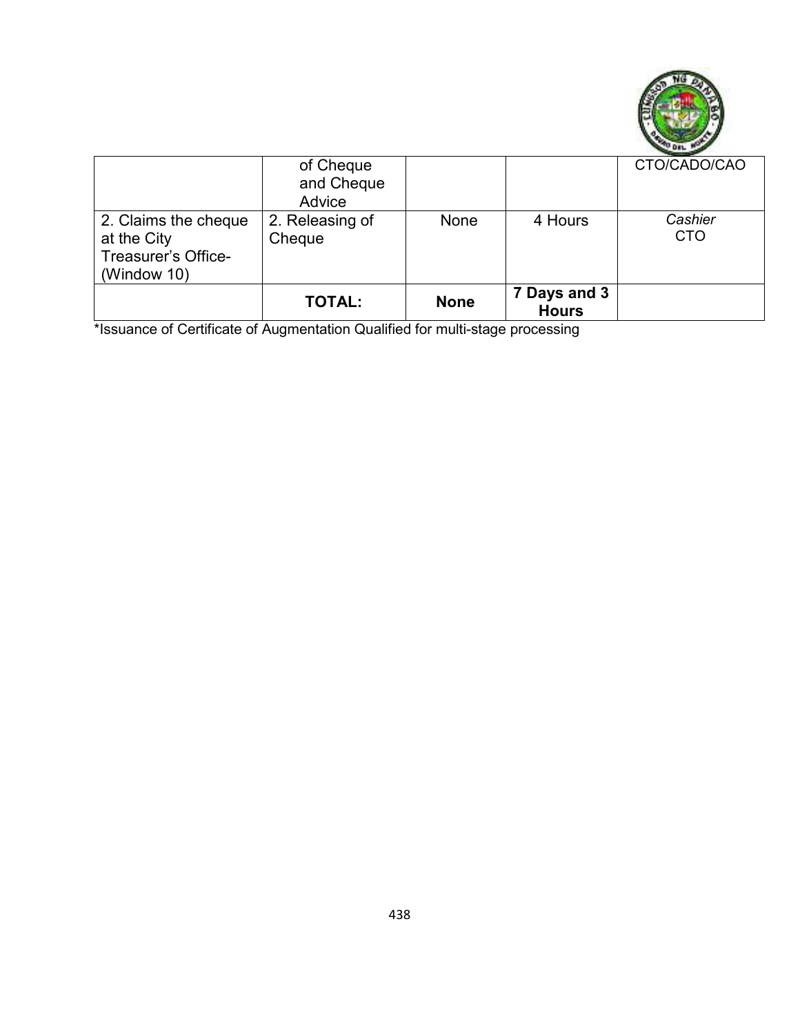| | of Cheque and Cheque Advice | | | CTO/CADO/CAO |
|---|---|---|---|---|
| 2. Claims the cheque at the City Treasurer's Office-(Window 10) | 2. Releasing of Cheque | None | 4 Hours | *Cashier* CTO |
| | **TOTAL:** | **None** | **7 Days and 3 Hours** | |

*Issuance of Certificate of Augmentation Qualified for multi-stage processing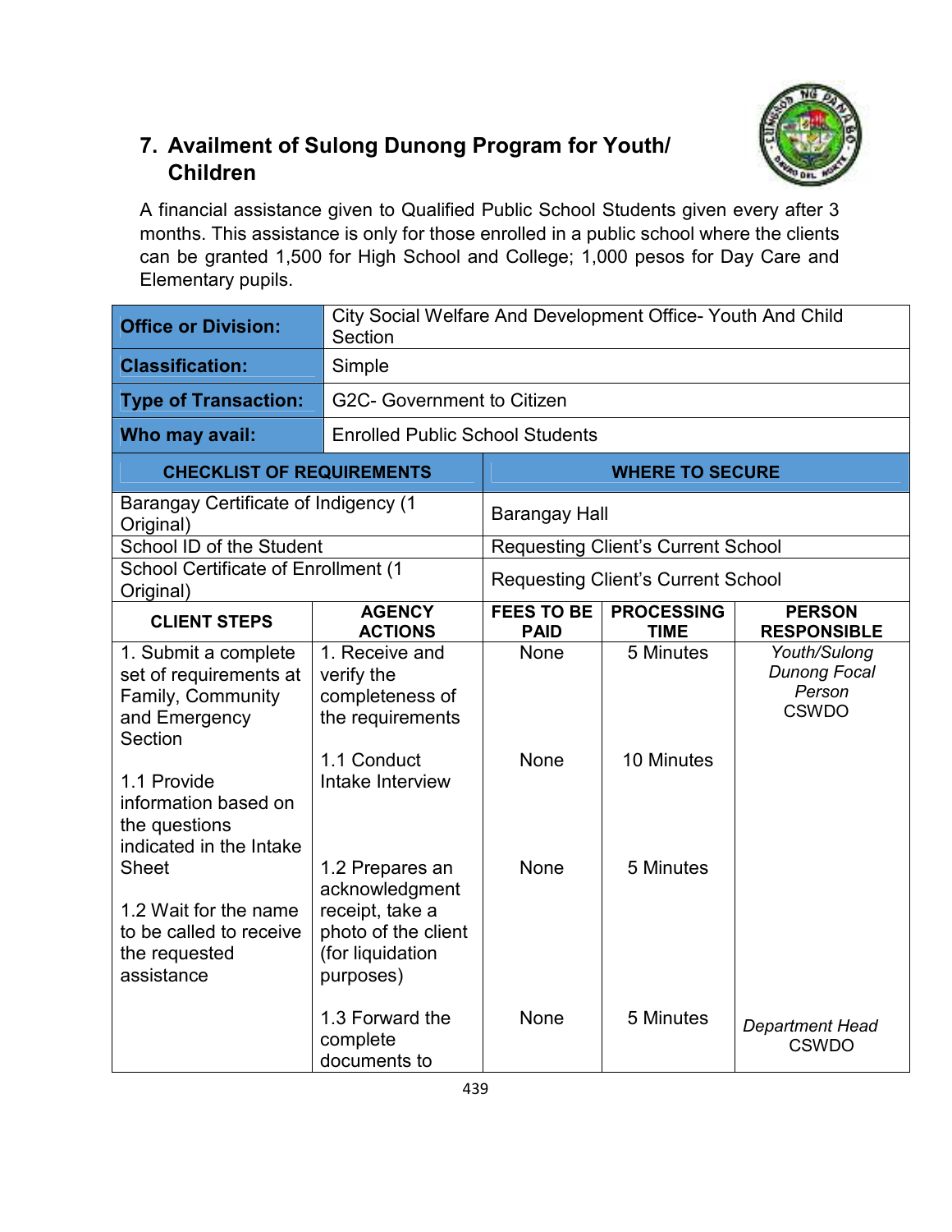## 7. Availment of Sulong Dunong Program for Youth/ Children

A financial assistance given to Qualified Public School Students given every after 3 months. This assistance is only for those enrolled in a public school where the clients can be granted 1,500 for High School and College; 1,000 pesos for Day Care and Elementary pupils.

| **Office or Division:** | City Social Welfare And Development Office- Youth And Child Section |
|---|---|
| **Classification:** | Simple |
| **Type of Transaction:** | G2C- Government to Citizen |
| **Who may avail:** | Enrolled Public School Students |

| CHECKLIST OF REQUIREMENTS | WHERE TO SECURE |
|---|---|
| Barangay Certificate of Indigency (1 Original) | Barangay Hall |
| School ID of the Student | Requesting Client's Current School |
| School Certificate of Enrollment (1 Original) | Requesting Client's Current School |

| CLIENT STEPS | AGENCY ACTIONS | FEES TO BE PAID | PROCESSING TIME | PERSON RESPONSIBLE |
|---|---|---|---|---|
| 1. Submit a complete set of requirements at Family, Community and Emergency Section | 1. Receive and verify the completeness of the requirements | None | 5 Minutes | *Youth/Sulong Dunong Focal Person* CSWDO |
| 1.1 Provide information based on the questions indicated in the Intake Sheet | 1.1 Conduct Intake Interview | None | 10 Minutes | |
| 1.2 Wait for the name to be called to receive the requested assistance | 1.2 Prepares an acknowledgment receipt, take a photo of the client (for liquidation purposes) | None | 5 Minutes | |
| | 1.3 Forward the complete documents to | None | 5 Minutes | *Department Head* CSWDO |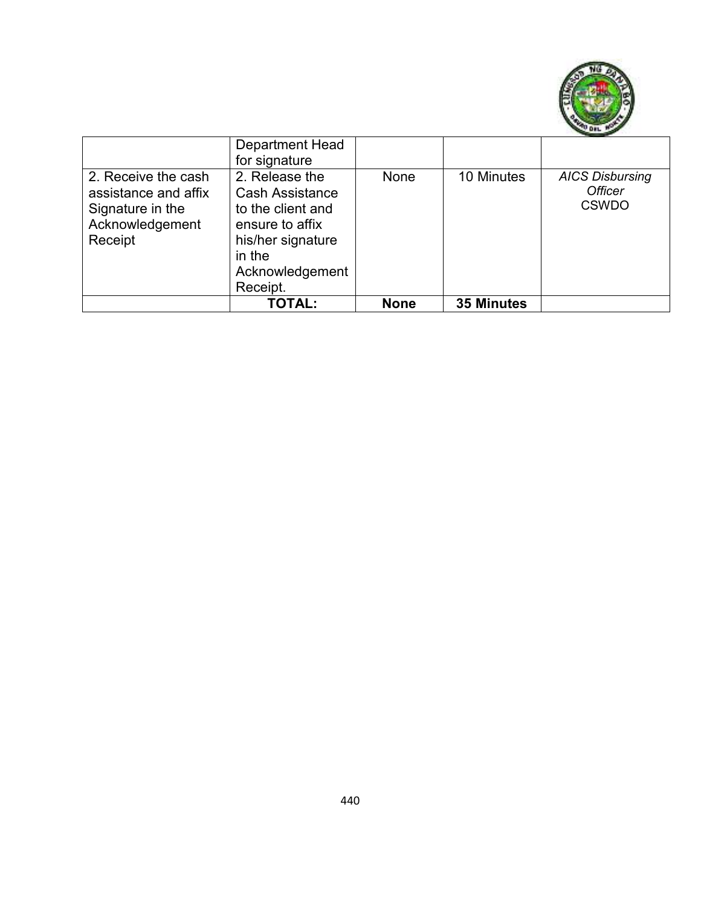| | | | | |
|---|---|---|---|---|
| | Department Head for signature | | | |
| 2. Receive the cash assistance and affix Signature in the Acknowledgement Receipt | 2. Release the Cash Assistance to the client and ensure to affix his/her signature in the Acknowledgement Receipt. | None | 10 Minutes | *AICS Disbursing Officer* CSWDO |
| | **TOTAL:** | **None** | **35 Minutes** | |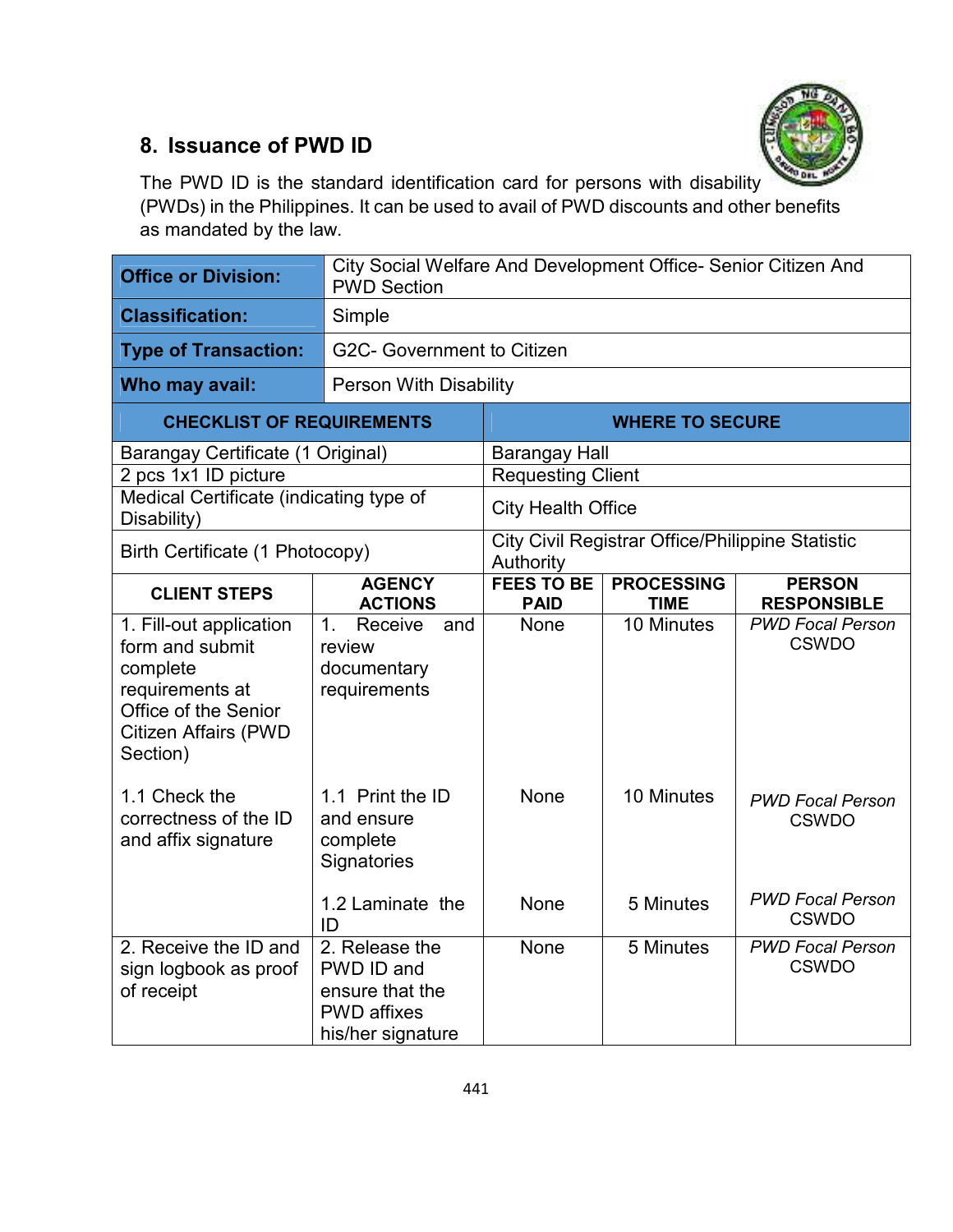## 8. Issuance of PWD ID

The PWD ID is the standard identification card for persons with disability (PWDs) in the Philippines. It can be used to avail of PWD discounts and other benefits as mandated by the law.

| | |
|---|---|
| **Office or Division:** | City Social Welfare And Development Office- Senior Citizen And PWD Section |
| **Classification:** | Simple |
| **Type of Transaction:** | G2C- Government to Citizen |
| **Who may avail:** | Person With Disability |

| CHECKLIST OF REQUIREMENTS | WHERE TO SECURE |
|---|---|
| Barangay Certificate (1 Original) | Barangay Hall |
| 2 pcs 1x1 ID picture | Requesting Client |
| Medical Certificate (indicating type of Disability) | City Health Office |
| Birth Certificate (1 Photocopy) | City Civil Registrar Office/Philippine Statistic Authority |

| CLIENT STEPS | AGENCY ACTIONS | FEES TO BE PAID | PROCESSING TIME | PERSON RESPONSIBLE |
|---|---|---|---|---|
| 1. Fill-out application form and submit complete requirements at Office of the Senior Citizen Affairs (PWD Section) | 1. Receive and review documentary requirements | None | 10 Minutes | *PWD Focal Person* CSWDO |
| 1.1 Check the correctness of the ID and affix signature | 1.1 Print the ID and ensure complete Signatories | None | 10 Minutes | *PWD Focal Person* CSWDO |
| | 1.2 Laminate the ID | None | 5 Minutes | *PWD Focal Person* CSWDO |
| 2. Receive the ID and sign logbook as proof of receipt | 2. Release the PWD ID and ensure that the PWD affixes his/her signature | None | 5 Minutes | *PWD Focal Person* CSWDO |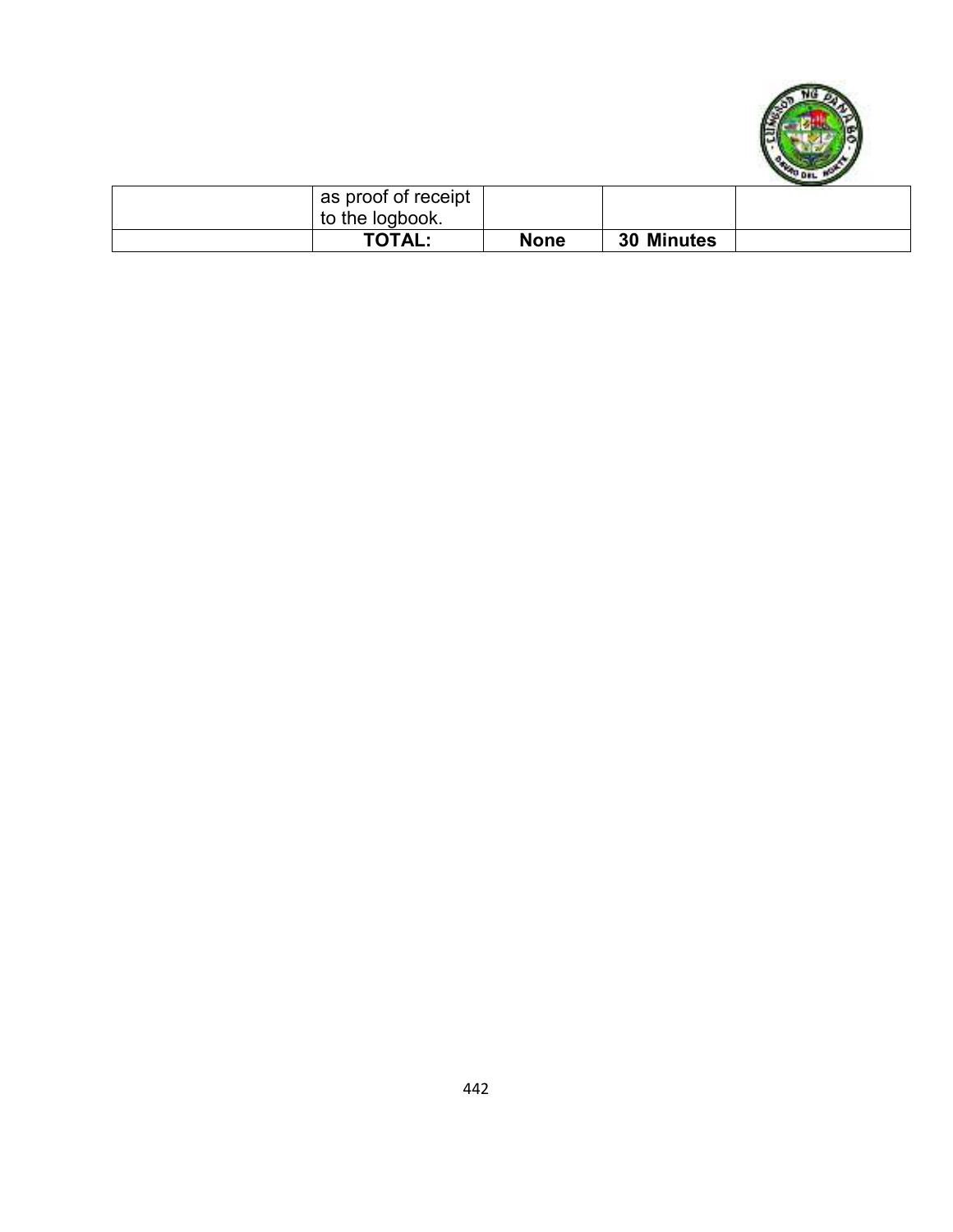| | | | | |
|---|---|---|---|---|
| | as proof of receipt to the logbook. | | | |
| | **TOTAL:** | **None** | **30 Minutes** | |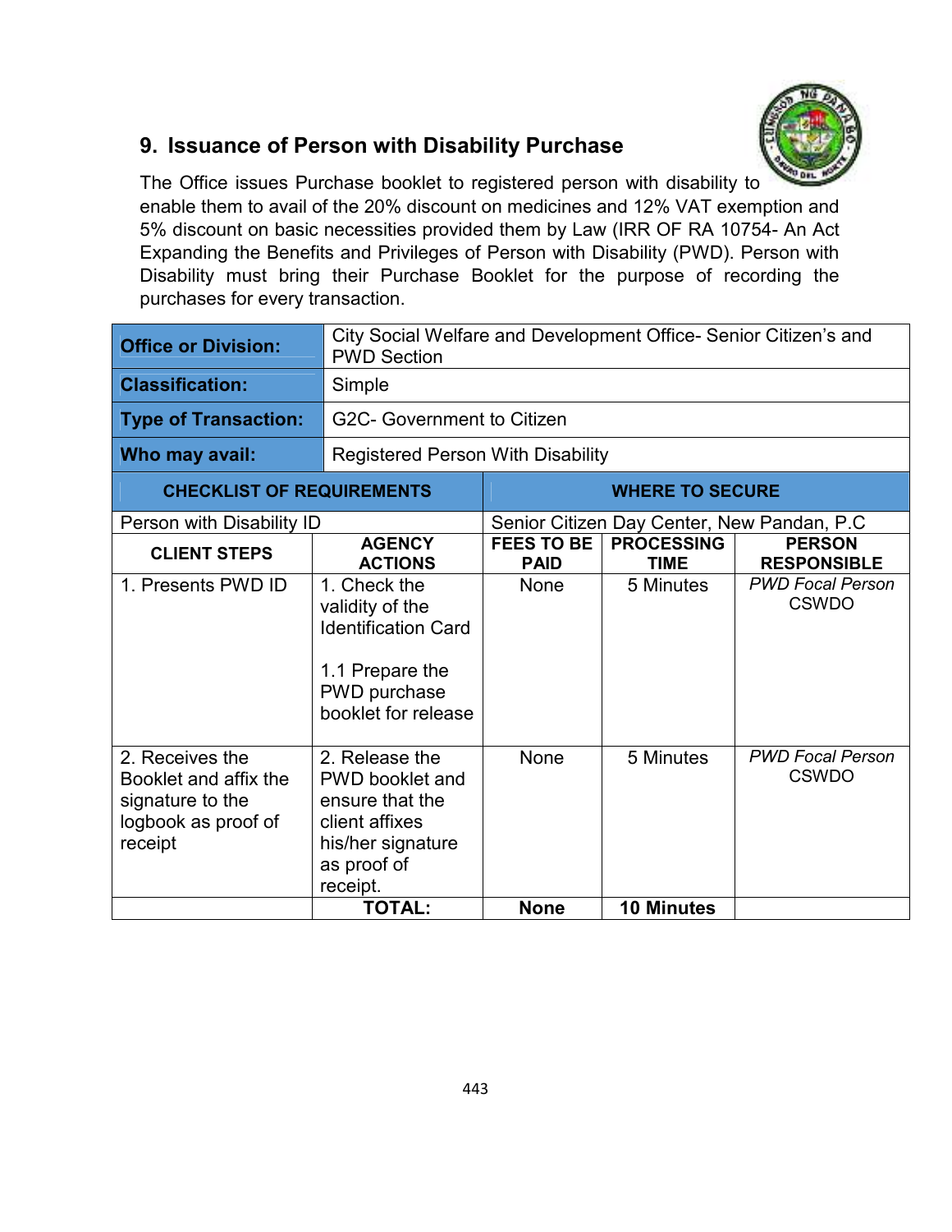## 9. Issuance of Person with Disability Purchase

The Office issues Purchase booklet to registered person with disability to enable them to avail of the 20% discount on medicines and 12% VAT exemption and 5% discount on basic necessities provided them by Law (IRR OF RA 10754- An Act Expanding the Benefits and Privileges of Person with Disability (PWD). Person with Disability must bring their Purchase Booklet for the purpose of recording the purchases for every transaction.

| **Office or Division:** | City Social Welfare and Development Office- Senior Citizen's and PWD Section |
|---|---|
| **Classification:** | Simple |
| **Type of Transaction:** | G2C- Government to Citizen |
| **Who may avail:** | Registered Person With Disability |

| **CHECKLIST OF REQUIREMENTS** | **WHERE TO SECURE** |
|---|---|
| Person with Disability ID | Senior Citizen Day Center, New Pandan, P.C |

| **CLIENT STEPS** | **AGENCY ACTIONS** | **FEES TO BE PAID** | **PROCESSING TIME** | **PERSON RESPONSIBLE** |
|---|---|---|---|---|
| 1. Presents PWD ID | 1. Check the validity of the Identification Card<br><br>1.1 Prepare the PWD purchase booklet for release | None | 5 Minutes | *PWD Focal Person* CSWDO |
| 2. Receives the Booklet and affix the signature to the logbook as proof of receipt | 2. Release the PWD booklet and ensure that the client affixes his/her signature as proof of receipt. | None | 5 Minutes | *PWD Focal Person* CSWDO |
| | **TOTAL:** | **None** | **10 Minutes** | |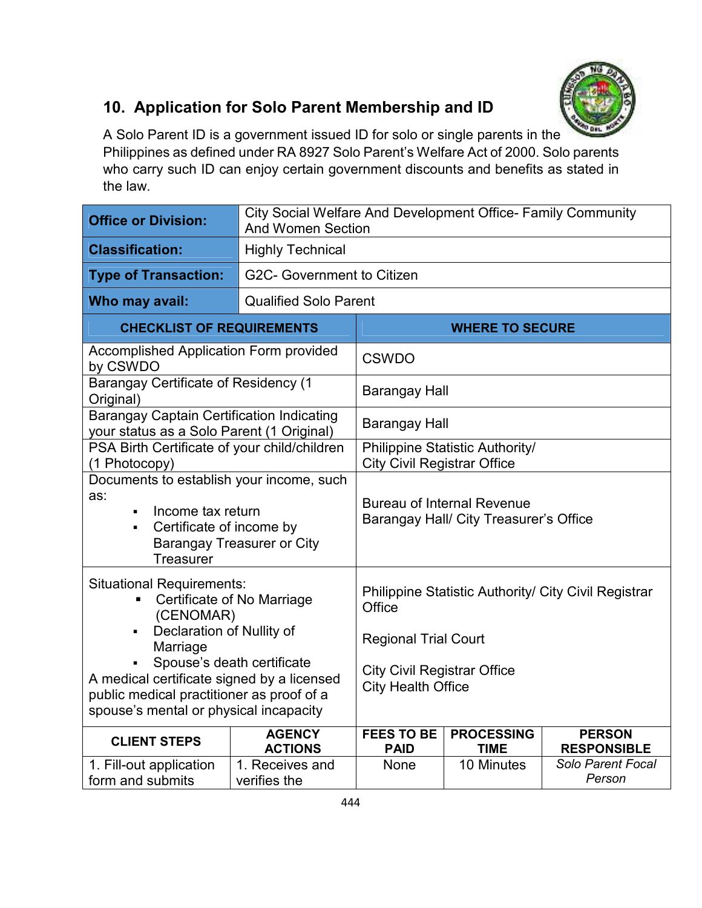## 10. Application for Solo Parent Membership and ID

A Solo Parent ID is a government issued ID for solo or single parents in the Philippines as defined under RA 8927 Solo Parent's Welfare Act of 2000. Solo parents who carry such ID can enjoy certain government discounts and benefits as stated in the law.

| **Office or Division:** | City Social Welfare And Development Office- Family Community And Women Section |
|---|---|
| **Classification:** | Highly Technical |
| **Type of Transaction:** | G2C- Government to Citizen |
| **Who may avail:** | Qualified Solo Parent |

| **CHECKLIST OF REQUIREMENTS** | **WHERE TO SECURE** |
|---|---|
| Accomplished Application Form provided by CSWDO | CSWDO |
| Barangay Certificate of Residency (1 Original) | Barangay Hall |
| Barangay Captain Certification Indicating your status as a Solo Parent (1 Original) | Barangay Hall |
| PSA Birth Certificate of your child/children (1 Photocopy) | Philippine Statistic Authority/ City Civil Registrar Office |
| Documents to establish your income, such as: <br> ▪ Income tax return <br> ▪ Certificate of income by Barangay Treasurer or City Treasurer | Bureau of Internal Revenue <br> Barangay Hall/ City Treasurer's Office |
| Situational Requirements: <br> ▪ Certificate of No Marriage (CENOMAR) <br> ▪ Declaration of Nullity of Marriage <br> ▪ Spouse's death certificate <br> A medical certificate signed by a licensed public medical practitioner as proof of a spouse's mental or physical incapacity | Philippine Statistic Authority/ City Civil Registrar Office <br><br> Regional Trial Court <br><br> City Civil Registrar Office <br> City Health Office |

| **CLIENT STEPS** | **AGENCY ACTIONS** | **FEES TO BE PAID** | **PROCESSING TIME** | **PERSON RESPONSIBLE** |
|---|---|---|---|---|
| 1. Fill-out application form and submits | 1. Receives and verifies the | None | 10 Minutes | *Solo Parent Focal Person* |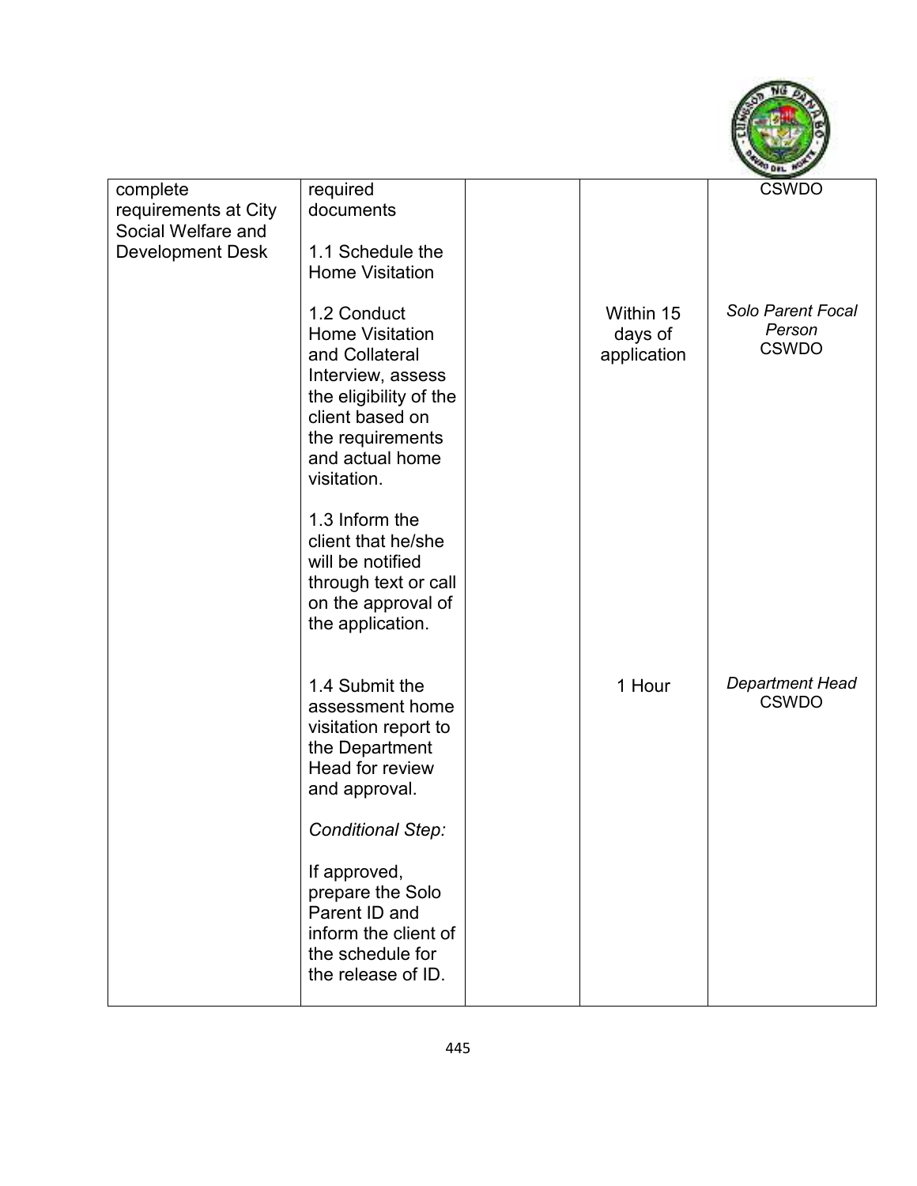| | | | | |
|---|---|---|---|---|
| complete requirements at City Social Welfare and Development Desk | required documents<br><br>1.1 Schedule the Home Visitation<br><br>1.2 Conduct Home Visitation and Collateral Interview, assess the eligibility of the client based on the requirements and actual home visitation.<br><br>1.3 Inform the client that he/she will be notified through text or call on the approval of the application.<br><br>1.4 Submit the assessment home visitation report to the Department Head for review and approval.<br><br>*Conditional Step:*<br><br>If approved, prepare the Solo Parent ID and inform the client of the schedule for the release of ID. | | Within 15 days of application<br><br>1 Hour | CSWDO<br><br>*Solo Parent Focal Person*<br>CSWDO<br><br>*Department Head*<br>CSWDO |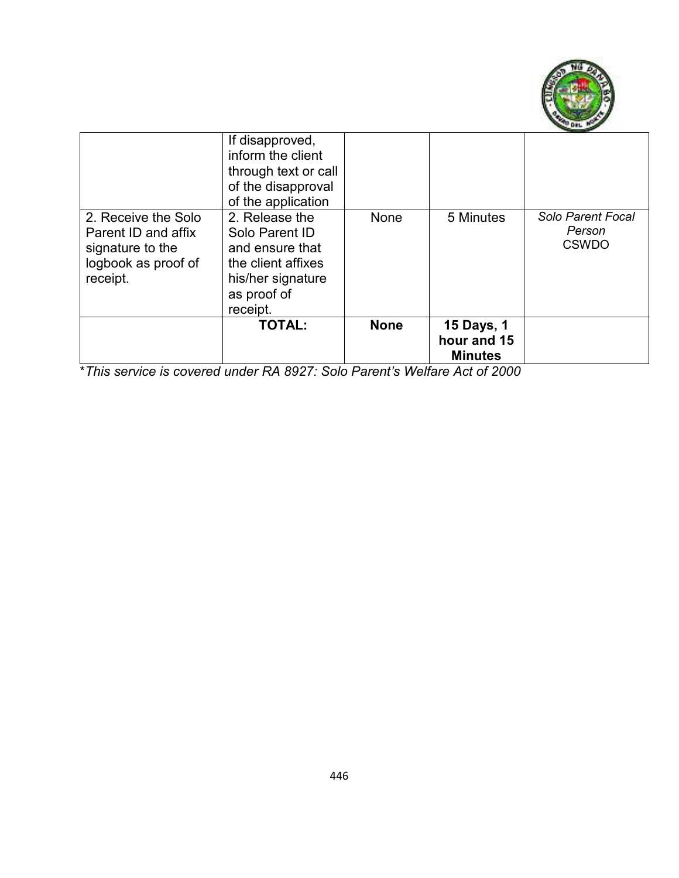| | | | | |
|---|---|---|---|---|
| | If disapproved, inform the client through text or call of the disapproval of the application | | | |
| 2. Receive the Solo Parent ID and affix signature to the logbook as proof of receipt. | 2. Release the Solo Parent ID and ensure that the client affixes his/her signature as proof of receipt. | None | 5 Minutes | *Solo Parent Focal Person* CSWDO |
| | **TOTAL:** | **None** | **15 Days, 1 hour and 15 Minutes** | |

**This service is covered under RA 8927: Solo Parent's Welfare Act of 2000*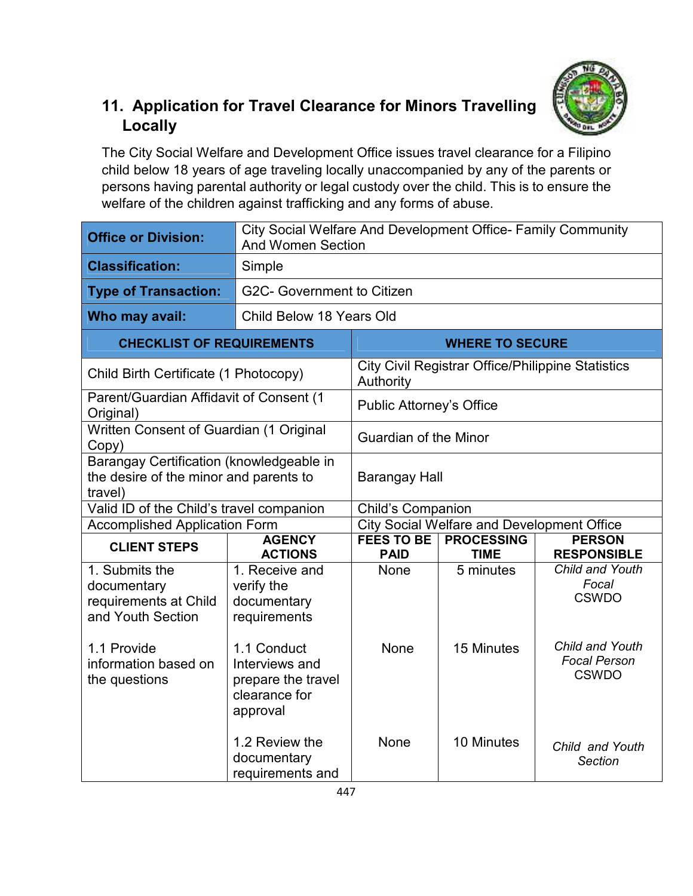## 11. Application for Travel Clearance for Minors Travelling Locally

The City Social Welfare and Development Office issues travel clearance for a Filipino child below 18 years of age traveling locally unaccompanied by any of the parents or persons having parental authority or legal custody over the child. This is to ensure the welfare of the children against trafficking and any forms of abuse.

| **Office or Division:** | City Social Welfare And Development Office- Family Community And Women Section |
|---|---|
| **Classification:** | Simple |
| **Type of Transaction:** | G2C- Government to Citizen |
| **Who may avail:** | Child Below 18 Years Old |

| **CHECKLIST OF REQUIREMENTS** | **WHERE TO SECURE** |
|---|---|
| Child Birth Certificate (1 Photocopy) | City Civil Registrar Office/Philippine Statistics Authority |
| Parent/Guardian Affidavit of Consent (1 Original) | Public Attorney's Office |
| Written Consent of Guardian (1 Original Copy) | Guardian of the Minor |
| Barangay Certification (knowledgeable in the desire of the minor and parents to travel) | Barangay Hall |
| Valid ID of the Child's travel companion | Child's Companion |
| Accomplished Application Form | City Social Welfare and Development Office |

| **CLIENT STEPS** | **AGENCY ACTIONS** | **FEES TO BE PAID** | **PROCESSING TIME** | **PERSON RESPONSIBLE** |
|---|---|---|---|---|
| 1. Submits the documentary requirements at Child and Youth Section | 1. Receive and verify the documentary requirements | None | 5 minutes | *Child and Youth Focal* CSWDO |
| 1.1 Provide information based on the questions | 1.1 Conduct Interviews and prepare the travel clearance for approval | None | 15 Minutes | *Child and Youth Focal Person* CSWDO |
| | 1.2 Review the documentary requirements and | None | 10 Minutes | *Child and Youth Section* |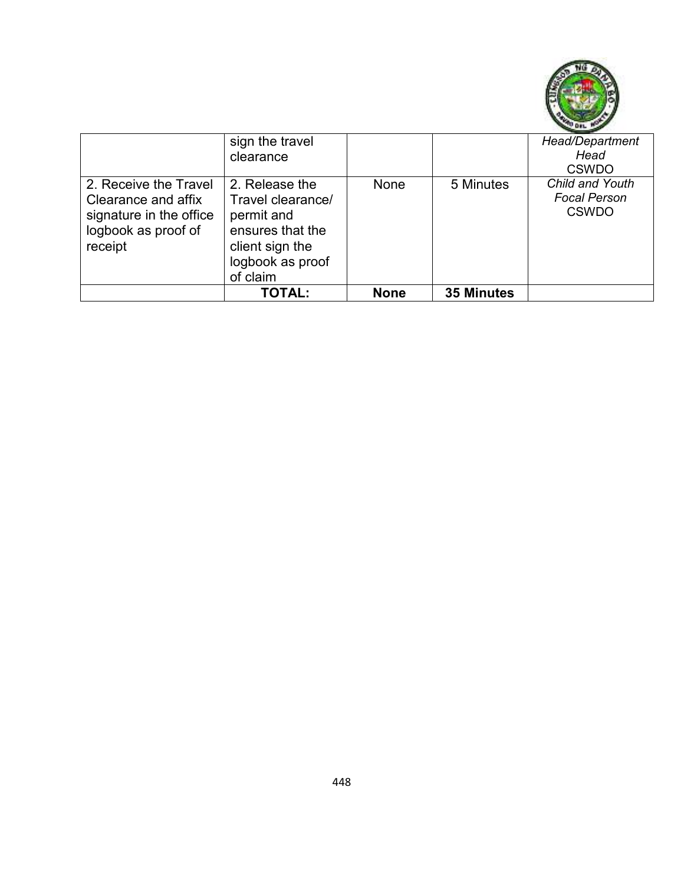| | | | | |
|---|---|---|---|---|
| | sign the travel clearance | | | *Head/Department Head* CSWDO |
| 2. Receive the Travel Clearance and affix signature in the office logbook as proof of receipt | 2. Release the Travel clearance/ permit and ensures that the client sign the logbook as proof of claim | None | 5 Minutes | *Child and Youth Focal Person* CSWDO |
| | **TOTAL:** | **None** | **35 Minutes** | |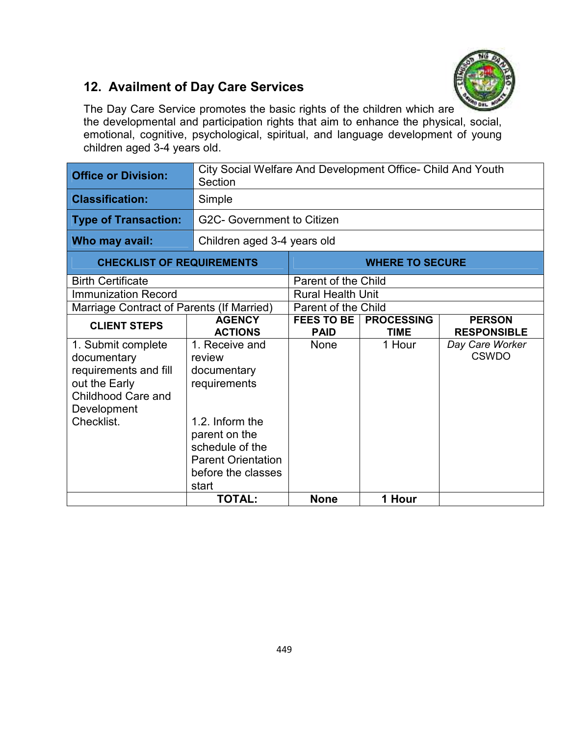## 12. Availment of Day Care Services

The Day Care Service promotes the basic rights of the children which are the developmental and participation rights that aim to enhance the physical, social, emotional, cognitive, psychological, spiritual, and language development of young children aged 3-4 years old.

| | |
|---|---|
| **Office or Division:** | City Social Welfare And Development Office- Child And Youth Section |
| **Classification:** | Simple |
| **Type of Transaction:** | G2C- Government to Citizen |
| **Who may avail:** | Children aged 3-4 years old |

| CHECKLIST OF REQUIREMENTS | WHERE TO SECURE |
|---|---|
| Birth Certificate | Parent of the Child |
| Immunization Record | Rural Health Unit |
| Marriage Contract of Parents (If Married) | Parent of the Child |

| CLIENT STEPS | AGENCY ACTIONS | FEES TO BE PAID | PROCESSING TIME | PERSON RESPONSIBLE |
|---|---|---|---|---|
| 1. Submit complete documentary requirements and fill out the Early Childhood Care and Development Checklist. | 1. Receive and review documentary requirements<br><br>1.2. Inform the parent on the schedule of the Parent Orientation before the classes start | None | 1 Hour | *Day Care Worker* CSWDO |
| | **TOTAL:** | **None** | **1 Hour** | |